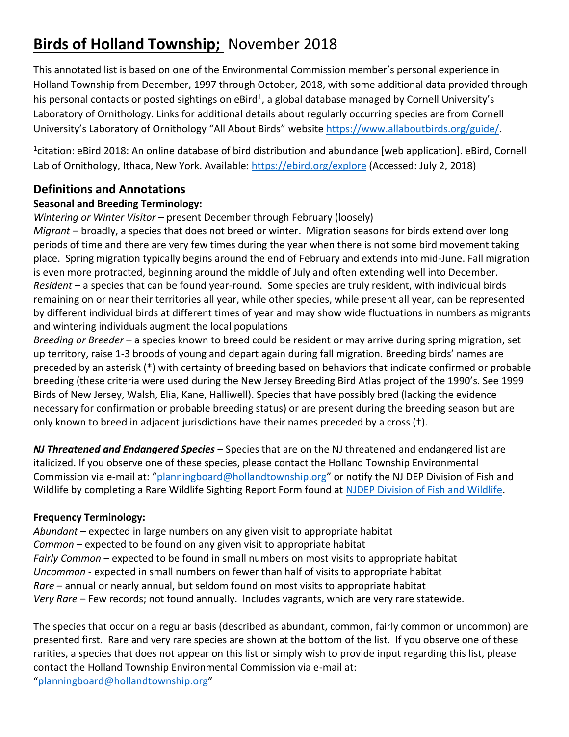# **Birds of Holland Township;** November 2018

This annotated list is based on one of the Environmental Commission member's personal experience in Holland Township from December, 1997 through October, 2018, with some additional data provided through his personal contacts or posted sightings on eBird[1], a global database managed by Cornell University's Laboratory of Ornithology. Links for additional details about regularly occurring species are from Cornell University's Laboratory of Ornithology "All About Birds" website https://www.allaboutbirds.org/guide/.

[1]citation: eBird 2018: An online database of bird distribution and abundance [web application]. eBird, Cornell Lab of Ornithology, Ithaca, New York. Available: https://ebird.org/explore (Accessed: July 2, 2018)

## Definitions and Annotations

### Seasonal and Breeding Terminology:

*Wintering or Winter Visitor* – present December through February (loosely)

*Migrant* – broadly, a species that does not breed or winter. Migration seasons for birds extend over long periods of time and there are very few times during the year when there is not some bird movement taking place. Spring migration typically begins around the end of February and extends into mid-June. Fall migration is even more protracted, beginning around the middle of July and often extending well into December.

*Resident* – a species that can be found year-round. Some species are truly resident, with individual birds remaining on or near their territories all year, while other species, while present all year, can be represented by different individual birds at different times of year and may show wide fluctuations in numbers as migrants and wintering individuals augment the local populations

*Breeding or Breeder* – a species known to breed could be resident or may arrive during spring migration, set up territory, raise 1-3 broods of young and depart again during fall migration. Breeding birds' names are preceded by an asterisk (*) with certainty of breeding based on behaviors that indicate confirmed or probable breeding (these criteria were used during the New Jersey Breeding Bird Atlas project of the 1990's. See 1999 Birds of New Jersey, Walsh, Elia, Kane, Halliwell). Species that have possibly bred (lacking the evidence necessary for confirmation or probable breeding status) or are present during the breeding season but are only known to breed in adjacent jurisdictions have their names preceded by a cross (†).

***NJ Threatened and Endangered Species*** – Species that are on the NJ threatened and endangered list are italicized. If you observe one of these species, please contact the Holland Township Environmental Commission via e-mail at: "planningboard@hollandtownship.org" or notify the NJ DEP Division of Fish and Wildlife by completing a Rare Wildlife Sighting Report Form found at NJDEP Division of Fish and Wildlife.

### Frequency Terminology:

*Abundant* – expected in large numbers on any given visit to appropriate habitat

*Common* – expected to be found on any given visit to appropriate habitat

*Fairly Common* – expected to be found in small numbers on most visits to appropriate habitat

*Uncommon* - expected in small numbers on fewer than half of visits to appropriate habitat

*Rare* – annual or nearly annual, but seldom found on most visits to appropriate habitat

*Very Rare* – Few records; not found annually. Includes vagrants, which are very rare statewide.

The species that occur on a regular basis (described as abundant, common, fairly common or uncommon) are presented first. Rare and very rare species are shown at the bottom of the list. If you observe one of these rarities, a species that does not appear on this list or simply wish to provide input regarding this list, please contact the Holland Township Environmental Commission via e-mail at: "planningboard@hollandtownship.org"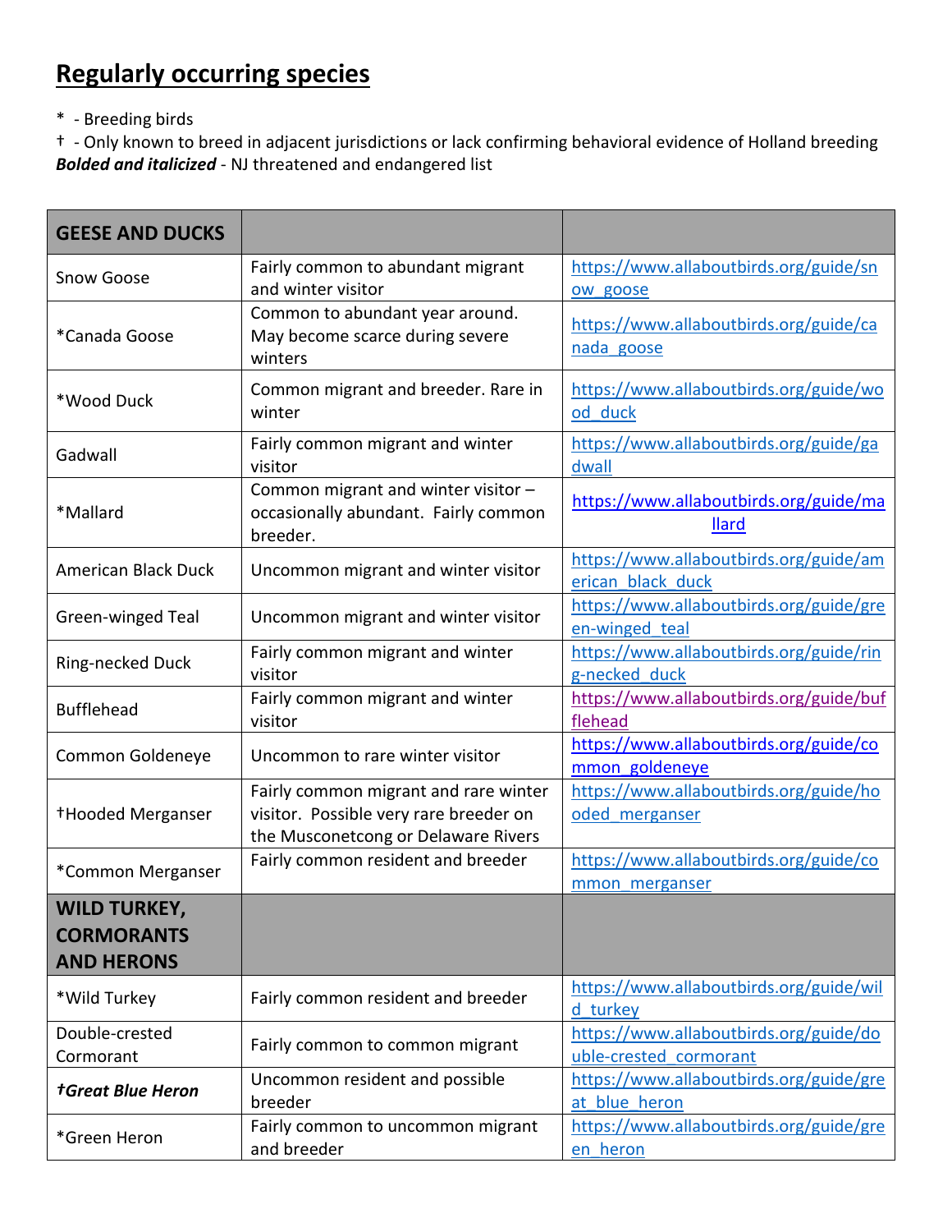## Regularly occurring species

\* - Breeding birds
† - Only known to breed in adjacent jurisdictions or lack confirming behavioral evidence of Holland breeding
***Bolded and italicized*** - NJ threatened and endangered list

| GEESE AND DUCKS | | |
|---|---|---|
| Snow Goose | Fairly common to abundant migrant and winter visitor | https://www.allaboutbirds.org/guide/snow_goose |
| *Canada Goose | Common to abundant year around. May become scarce during severe winters | https://www.allaboutbirds.org/guide/canada_goose |
| *Wood Duck | Common migrant and breeder. Rare in winter | https://www.allaboutbirds.org/guide/wood_duck |
| Gadwall | Fairly common migrant and winter visitor | https://www.allaboutbirds.org/guide/gadwall |
| *Mallard | Common migrant and winter visitor – occasionally abundant. Fairly common breeder. | https://www.allaboutbirds.org/guide/mallard |
| American Black Duck | Uncommon migrant and winter visitor | https://www.allaboutbirds.org/guide/american_black_duck |
| Green-winged Teal | Uncommon migrant and winter visitor | https://www.allaboutbirds.org/guide/green-winged_teal |
| Ring-necked Duck | Fairly common migrant and winter visitor | https://www.allaboutbirds.org/guide/ring-necked_duck |
| Bufflehead | Fairly common migrant and winter visitor | https://www.allaboutbirds.org/guide/bufflehead |
| Common Goldeneye | Uncommon to rare winter visitor | https://www.allaboutbirds.org/guide/common_goldeneye |
| †Hooded Merganser | Fairly common migrant and rare winter visitor. Possible very rare breeder on the Musconetcong or Delaware Rivers | https://www.allaboutbirds.org/guide/hooded_merganser |
| *Common Merganser | Fairly common resident and breeder | https://www.allaboutbirds.org/guide/common_merganser |
| **WILD TURKEY, CORMORANTS AND HERONS** | | |
| *Wild Turkey | Fairly common resident and breeder | https://www.allaboutbirds.org/guide/wild_turkey |
| Double-crested Cormorant | Fairly common to common migrant | https://www.allaboutbirds.org/guide/double-crested_cormorant |
| ***†Great Blue Heron*** | Uncommon resident and possible breeder | https://www.allaboutbirds.org/guide/great_blue_heron |
| *Green Heron | Fairly common to uncommon migrant and breeder | https://www.allaboutbirds.org/guide/green_heron |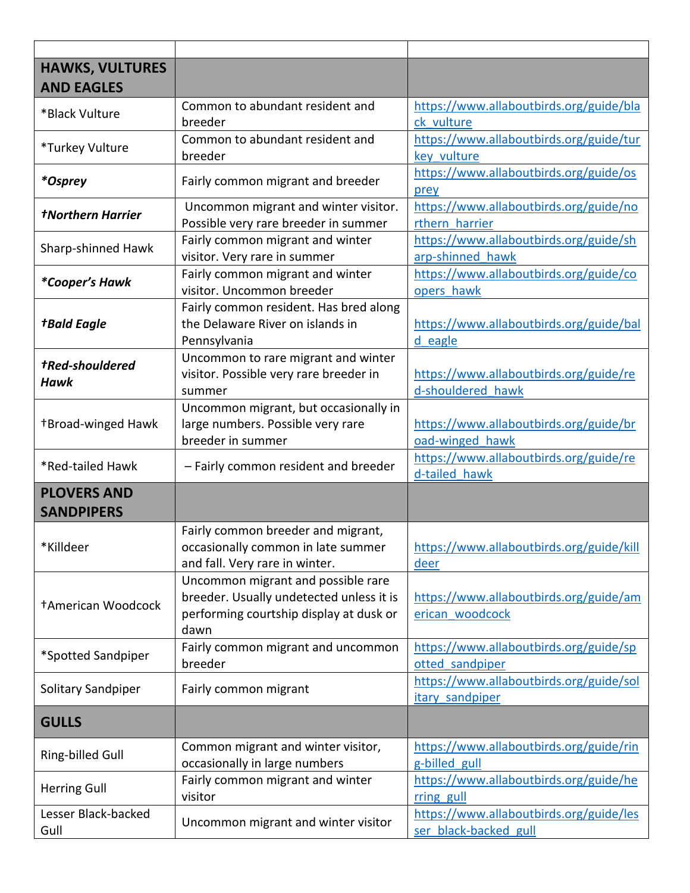| | | |
|---|---|---|
| **HAWKS, VULTURES AND EAGLES** | | |
| *Black Vulture | Common to abundant resident and breeder | https://www.allaboutbirds.org/guide/black_vulture |
| *Turkey Vulture | Common to abundant resident and breeder | https://www.allaboutbirds.org/guide/turkey_vulture |
| ***Osprey*** | Fairly common migrant and breeder | https://www.allaboutbirds.org/guide/osprey |
| ***†Northern Harrier*** | Uncommon migrant and winter visitor. Possible very rare breeder in summer | https://www.allaboutbirds.org/guide/northern_harrier |
| Sharp-shinned Hawk | Fairly common migrant and winter visitor. Very rare in summer | https://www.allaboutbirds.org/guide/sharp-shinned_hawk |
| ***Cooper's Hawk*** | Fairly common migrant and winter visitor. Uncommon breeder | https://www.allaboutbirds.org/guide/coopers_hawk |
| ***†Bald Eagle*** | Fairly common resident. Has bred along the Delaware River on islands in Pennsylvania | https://www.allaboutbirds.org/guide/bald_eagle |
| ***†Red-shouldered Hawk*** | Uncommon to rare migrant and winter visitor. Possible very rare breeder in summer | https://www.allaboutbirds.org/guide/red-shouldered_hawk |
| †Broad-winged Hawk | Uncommon migrant, but occasionally in large numbers. Possible very rare breeder in summer | https://www.allaboutbirds.org/guide/broad-winged_hawk |
| *Red-tailed Hawk | – Fairly common resident and breeder | https://www.allaboutbirds.org/guide/red-tailed_hawk |
| **PLOVERS AND SANDPIPERS** | | |
| *Killdeer | Fairly common breeder and migrant, occasionally common in late summer and fall. Very rare in winter. | https://www.allaboutbirds.org/guide/killdeer |
| †American Woodcock | Uncommon migrant and possible rare breeder. Usually undetected unless it is performing courtship display at dusk or dawn | https://www.allaboutbirds.org/guide/american_woodcock |
| *Spotted Sandpiper | Fairly common migrant and uncommon breeder | https://www.allaboutbirds.org/guide/spotted_sandpiper |
| Solitary Sandpiper | Fairly common migrant | https://www.allaboutbirds.org/guide/solitary_sandpiper |
| **GULLS** | | |
| Ring-billed Gull | Common migrant and winter visitor, occasionally in large numbers | https://www.allaboutbirds.org/guide/ring-billed_gull |
| Herring Gull | Fairly common migrant and winter visitor | https://www.allaboutbirds.org/guide/herring_gull |
| Lesser Black-backed Gull | Uncommon migrant and winter visitor | https://www.allaboutbirds.org/guide/lesser_black-backed_gull |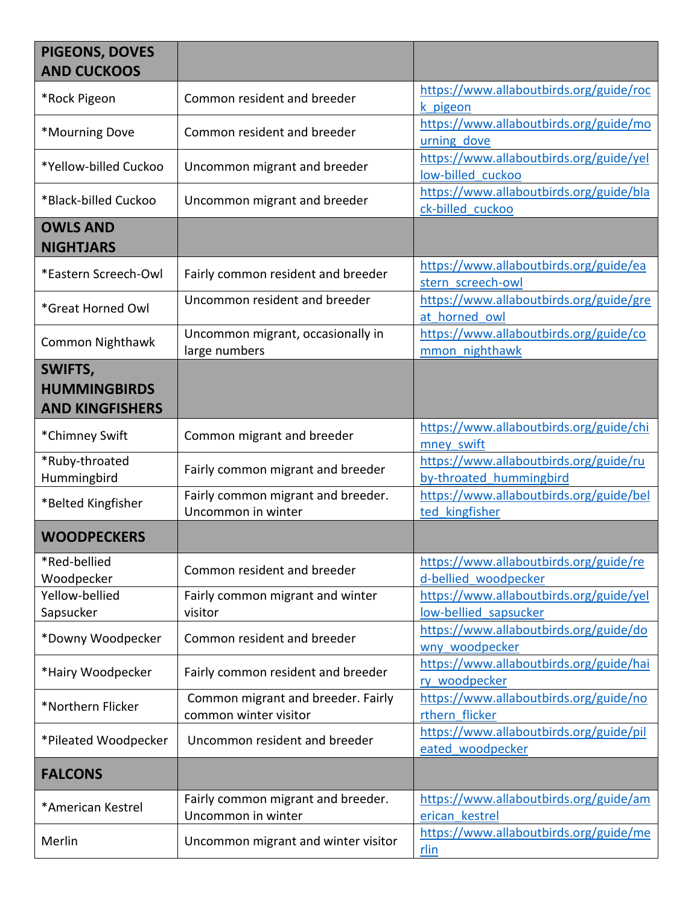| PIGEONS, DOVES AND CUCKOOS | | |
|---|---|---|
| *Rock Pigeon | Common resident and breeder | https://www.allaboutbirds.org/guide/rock_pigeon |
| *Mourning Dove | Common resident and breeder | https://www.allaboutbirds.org/guide/mourning_dove |
| *Yellow-billed Cuckoo | Uncommon migrant and breeder | https://www.allaboutbirds.org/guide/yellow-billed_cuckoo |
| *Black-billed Cuckoo | Uncommon migrant and breeder | https://www.allaboutbirds.org/guide/black-billed_cuckoo |
| **OWLS AND NIGHTJARS** | | |
| *Eastern Screech-Owl | Fairly common resident and breeder | https://www.allaboutbirds.org/guide/eastern_screech-owl |
| *Great Horned Owl | Uncommon resident and breeder | https://www.allaboutbirds.org/guide/great_horned_owl |
| Common Nighthawk | Uncommon migrant, occasionally in large numbers | https://www.allaboutbirds.org/guide/common_nighthawk |
| **SWIFTS, HUMMINGBIRDS AND KINGFISHERS** | | |
| *Chimney Swift | Common migrant and breeder | https://www.allaboutbirds.org/guide/chimney_swift |
| *Ruby-throated Hummingbird | Fairly common migrant and breeder | https://www.allaboutbirds.org/guide/ruby-throated_hummingbird |
| *Belted Kingfisher | Fairly common migrant and breeder. Uncommon in winter | https://www.allaboutbirds.org/guide/belted_kingfisher |
| **WOODPECKERS** | | |
| *Red-bellied Woodpecker | Common resident and breeder | https://www.allaboutbirds.org/guide/red-bellied_woodpecker |
| Yellow-bellied Sapsucker | Fairly common migrant and winter visitor | https://www.allaboutbirds.org/guide/yellow-bellied_sapsucker |
| *Downy Woodpecker | Common resident and breeder | https://www.allaboutbirds.org/guide/downy_woodpecker |
| *Hairy Woodpecker | Fairly common resident and breeder | https://www.allaboutbirds.org/guide/hairy_woodpecker |
| *Northern Flicker | Common migrant and breeder. Fairly common winter visitor | https://www.allaboutbirds.org/guide/northern_flicker |
| *Pileated Woodpecker | Uncommon resident and breeder | https://www.allaboutbirds.org/guide/pileated_woodpecker |
| **FALCONS** | | |
| *American Kestrel | Fairly common migrant and breeder. Uncommon in winter | https://www.allaboutbirds.org/guide/american_kestrel |
| Merlin | Uncommon migrant and winter visitor | https://www.allaboutbirds.org/guide/merlin |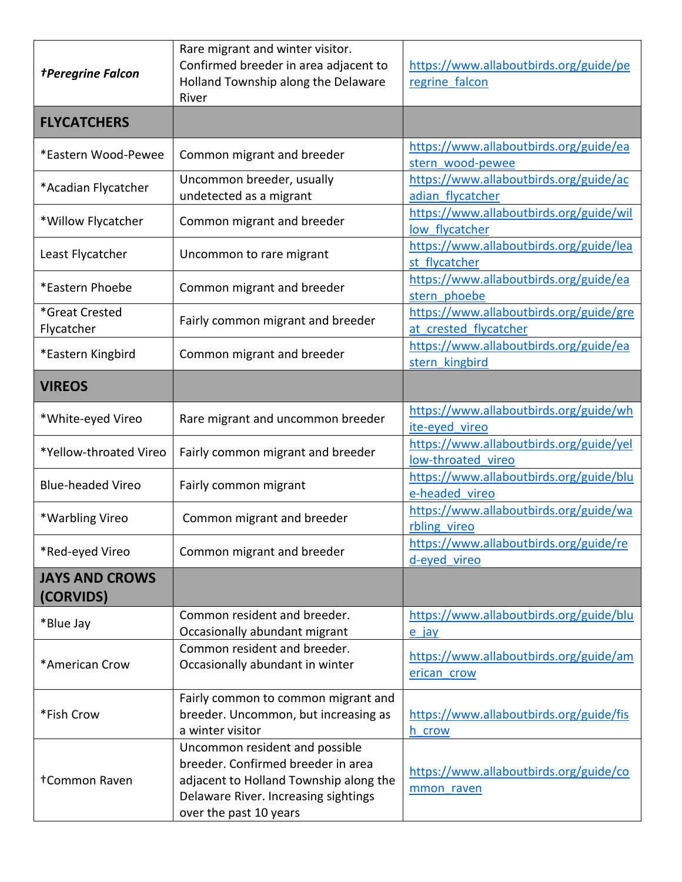| | | |
|---|---|---|
| ***†Peregrine Falcon*** | Rare migrant and winter visitor. Confirmed breeder in area adjacent to Holland Township along the Delaware River | https://www.allaboutbirds.org/guide/peregrine_falcon |
| **FLYCATCHERS** | | |
| *Eastern Wood-Pewee | Common migrant and breeder | https://www.allaboutbirds.org/guide/eastern_wood-pewee |
| *Acadian Flycatcher | Uncommon breeder, usually undetected as a migrant | https://www.allaboutbirds.org/guide/acadian_flycatcher |
| *Willow Flycatcher | Common migrant and breeder | https://www.allaboutbirds.org/guide/willow_flycatcher |
| Least Flycatcher | Uncommon to rare migrant | https://www.allaboutbirds.org/guide/least_flycatcher |
| *Eastern Phoebe | Common migrant and breeder | https://www.allaboutbirds.org/guide/eastern_phoebe |
| *Great Crested Flycatcher | Fairly common migrant and breeder | https://www.allaboutbirds.org/guide/great_crested_flycatcher |
| *Eastern Kingbird | Common migrant and breeder | https://www.allaboutbirds.org/guide/eastern_kingbird |
| **VIREOS** | | |
| *White-eyed Vireo | Rare migrant and uncommon breeder | https://www.allaboutbirds.org/guide/white-eyed_vireo |
| *Yellow-throated Vireo | Fairly common migrant and breeder | https://www.allaboutbirds.org/guide/yellow-throated_vireo |
| Blue-headed Vireo | Fairly common migrant | https://www.allaboutbirds.org/guide/blue-headed_vireo |
| *Warbling Vireo | Common migrant and breeder | https://www.allaboutbirds.org/guide/warbling_vireo |
| *Red-eyed Vireo | Common migrant and breeder | https://www.allaboutbirds.org/guide/red-eyed_vireo |
| **JAYS AND CROWS (CORVIDS)** | | |
| *Blue Jay | Common resident and breeder. Occasionally abundant migrant | https://www.allaboutbirds.org/guide/blue_jay |
| *American Crow | Common resident and breeder. Occasionally abundant in winter | https://www.allaboutbirds.org/guide/american_crow |
| *Fish Crow | Fairly common to common migrant and breeder. Uncommon, but increasing as a winter visitor | https://www.allaboutbirds.org/guide/fish_crow |
| †Common Raven | Uncommon resident and possible breeder. Confirmed breeder in area adjacent to Holland Township along the Delaware River. Increasing sightings over the past 10 years | https://www.allaboutbirds.org/guide/common_raven |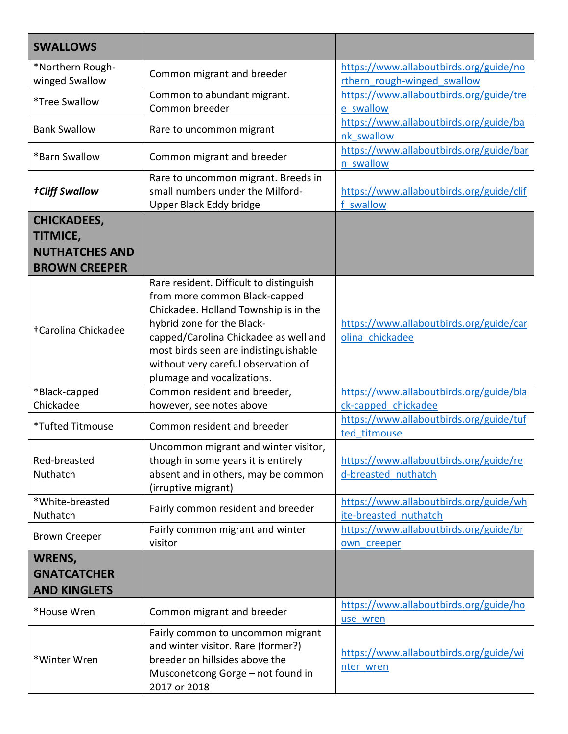| **SWALLOWS** | | |
|---|---|---|
| *Northern Rough-winged Swallow | Common migrant and breeder | https://www.allaboutbirds.org/guide/northern_rough-winged_swallow |
| *Tree Swallow | Common to abundant migrant. Common breeder | https://www.allaboutbirds.org/guide/tree_swallow |
| Bank Swallow | Rare to uncommon migrant | https://www.allaboutbirds.org/guide/bank_swallow |
| *Barn Swallow | Common migrant and breeder | https://www.allaboutbirds.org/guide/barn_swallow |
| ***†Cliff Swallow*** | Rare to uncommon migrant. Breeds in small numbers under the Milford-Upper Black Eddy bridge | https://www.allaboutbirds.org/guide/cliff_swallow |
| **CHICKADEES, TITMICE, NUTHATCHES AND BROWN CREEPER** | | |
| †Carolina Chickadee | Rare resident. Difficult to distinguish from more common Black-capped Chickadee. Holland Township is in the hybrid zone for the Black-capped/Carolina Chickadee as well and most birds seen are indistinguishable without very careful observation of plumage and vocalizations. | https://www.allaboutbirds.org/guide/carolina_chickadee |
| *Black-capped Chickadee | Common resident and breeder, however, see notes above | https://www.allaboutbirds.org/guide/black-capped_chickadee |
| *Tufted Titmouse | Common resident and breeder | https://www.allaboutbirds.org/guide/tufted_titmouse |
| Red-breasted Nuthatch | Uncommon migrant and winter visitor, though in some years it is entirely absent and in others, may be common (irruptive migrant) | https://www.allaboutbirds.org/guide/red-breasted_nuthatch |
| *White-breasted Nuthatch | Fairly common resident and breeder | https://www.allaboutbirds.org/guide/white-breasted_nuthatch |
| Brown Creeper | Fairly common migrant and winter visitor | https://www.allaboutbirds.org/guide/brown_creeper |
| **WRENS, GNATCATCHER AND KINGLETS** | | |
| *House Wren | Common migrant and breeder | https://www.allaboutbirds.org/guide/house_wren |
| *Winter Wren | Fairly common to uncommon migrant and winter visitor. Rare (former?) breeder on hillsides above the Musconetcong Gorge – not found in 2017 or 2018 | https://www.allaboutbirds.org/guide/winter_wren |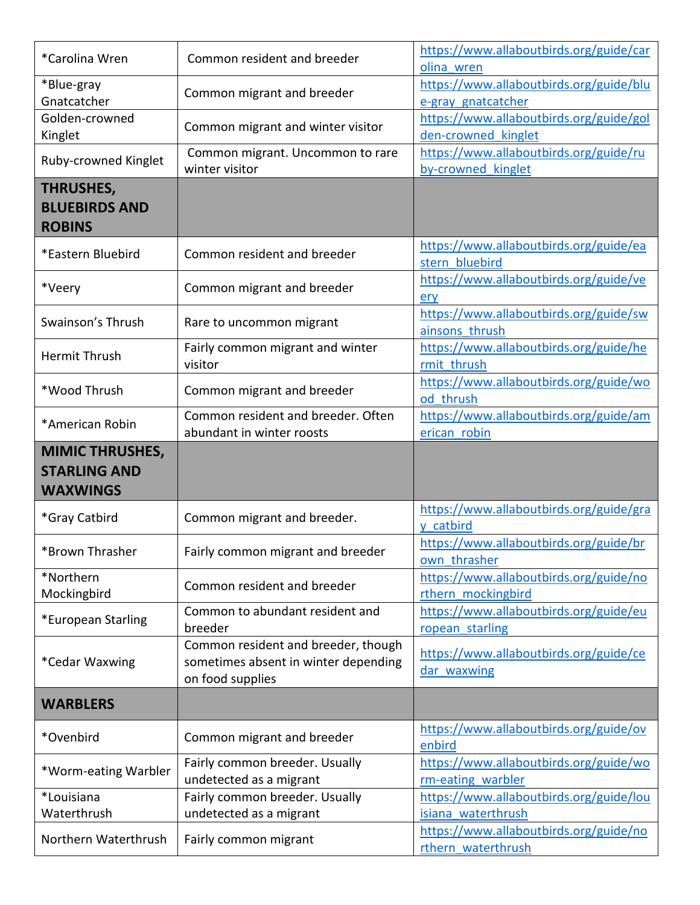| | | |
|---|---|---|
| *Carolina Wren | Common resident and breeder | https://www.allaboutbirds.org/guide/carolina_wren |
| *Blue-gray Gnatcatcher | Common migrant and breeder | https://www.allaboutbirds.org/guide/blue-gray_gnatcatcher |
| Golden-crowned Kinglet | Common migrant and winter visitor | https://www.allaboutbirds.org/guide/golden-crowned_kinglet |
| Ruby-crowned Kinglet | Common migrant. Uncommon to rare winter visitor | https://www.allaboutbirds.org/guide/ruby-crowned_kinglet |
| **THRUSHES, BLUEBIRDS AND ROBINS** | | |
| *Eastern Bluebird | Common resident and breeder | https://www.allaboutbirds.org/guide/eastern_bluebird |
| *Veery | Common migrant and breeder | https://www.allaboutbirds.org/guide/veery |
| Swainson's Thrush | Rare to uncommon migrant | https://www.allaboutbirds.org/guide/swainsons_thrush |
| Hermit Thrush | Fairly common migrant and winter visitor | https://www.allaboutbirds.org/guide/hermit_thrush |
| *Wood Thrush | Common migrant and breeder | https://www.allaboutbirds.org/guide/wood_thrush |
| *American Robin | Common resident and breeder. Often abundant in winter roosts | https://www.allaboutbirds.org/guide/american_robin |
| **MIMIC THRUSHES, STARLING AND WAXWINGS** | | |
| *Gray Catbird | Common migrant and breeder. | https://www.allaboutbirds.org/guide/gray_catbird |
| *Brown Thrasher | Fairly common migrant and breeder | https://www.allaboutbirds.org/guide/brown_thrasher |
| *Northern Mockingbird | Common resident and breeder | https://www.allaboutbirds.org/guide/northern_mockingbird |
| *European Starling | Common to abundant resident and breeder | https://www.allaboutbirds.org/guide/european_starling |
| *Cedar Waxwing | Common resident and breeder, though sometimes absent in winter depending on food supplies | https://www.allaboutbirds.org/guide/cedar_waxwing |
| **WARBLERS** | | |
| *Ovenbird | Common migrant and breeder | https://www.allaboutbirds.org/guide/ovenbird |
| *Worm-eating Warbler | Fairly common breeder. Usually undetected as a migrant | https://www.allaboutbirds.org/guide/worm-eating_warbler |
| *Louisiana Waterthrush | Fairly common breeder. Usually undetected as a migrant | https://www.allaboutbirds.org/guide/louisiana_waterthrush |
| Northern Waterthrush | Fairly common migrant | https://www.allaboutbirds.org/guide/northern_waterthrush |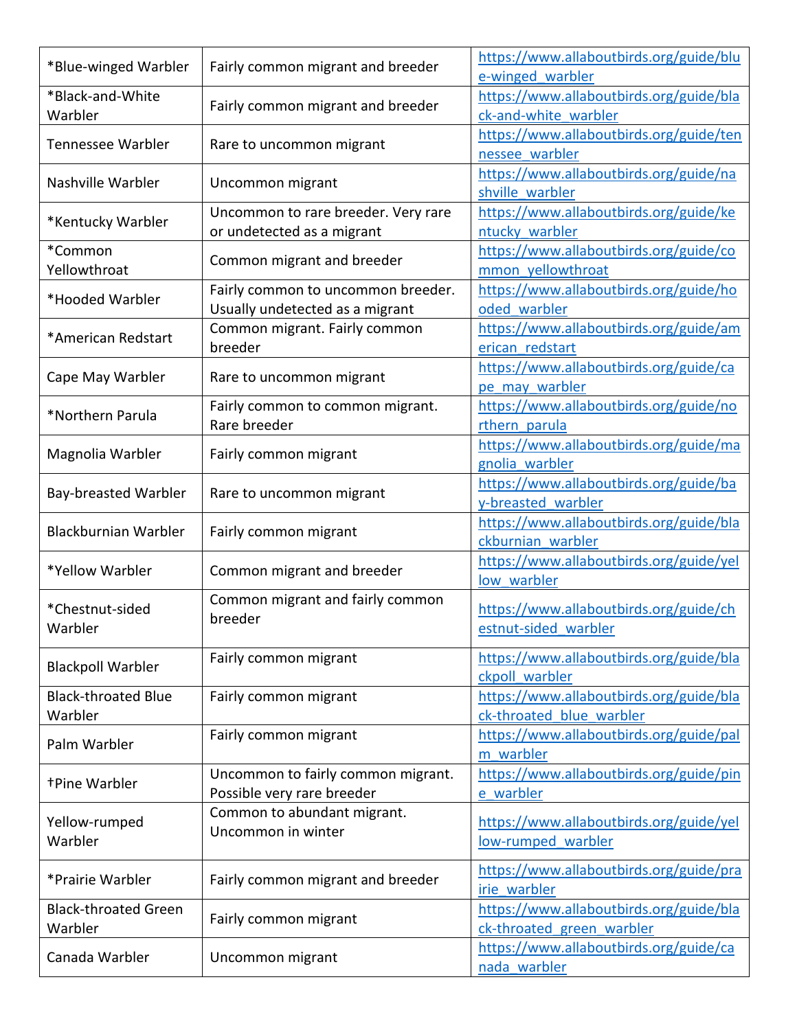| | | |
|---|---|---|
| *Blue-winged Warbler | Fairly common migrant and breeder | https://www.allaboutbirds.org/guide/blue-winged_warbler |
| *Black-and-White Warbler | Fairly common migrant and breeder | https://www.allaboutbirds.org/guide/black-and-white_warbler |
| Tennessee Warbler | Rare to uncommon migrant | https://www.allaboutbirds.org/guide/tennessee_warbler |
| Nashville Warbler | Uncommon migrant | https://www.allaboutbirds.org/guide/nashville_warbler |
| *Kentucky Warbler | Uncommon to rare breeder. Very rare or undetected as a migrant | https://www.allaboutbirds.org/guide/kentucky_warbler |
| *Common Yellowthroat | Common migrant and breeder | https://www.allaboutbirds.org/guide/common_yellowthroat |
| *Hooded Warbler | Fairly common to uncommon breeder. Usually undetected as a migrant | https://www.allaboutbirds.org/guide/hooded_warbler |
| *American Redstart | Common migrant. Fairly common breeder | https://www.allaboutbirds.org/guide/american_redstart |
| Cape May Warbler | Rare to uncommon migrant | https://www.allaboutbirds.org/guide/cape_may_warbler |
| *Northern Parula | Fairly common to common migrant. Rare breeder | https://www.allaboutbirds.org/guide/northern_parula |
| Magnolia Warbler | Fairly common migrant | https://www.allaboutbirds.org/guide/magnolia_warbler |
| Bay-breasted Warbler | Rare to uncommon migrant | https://www.allaboutbirds.org/guide/bay-breasted_warbler |
| Blackburnian Warbler | Fairly common migrant | https://www.allaboutbirds.org/guide/blackburnian_warbler |
| *Yellow Warbler | Common migrant and breeder | https://www.allaboutbirds.org/guide/yellow_warbler |
| *Chestnut-sided Warbler | Common migrant and fairly common breeder | https://www.allaboutbirds.org/guide/chestnut-sided_warbler |
| Blackpoll Warbler | Fairly common migrant | https://www.allaboutbirds.org/guide/blackpoll_warbler |
| Black-throated Blue Warbler | Fairly common migrant | https://www.allaboutbirds.org/guide/black-throated_blue_warbler |
| Palm Warbler | Fairly common migrant | https://www.allaboutbirds.org/guide/palm_warbler |
| †Pine Warbler | Uncommon to fairly common migrant. Possible very rare breeder | https://www.allaboutbirds.org/guide/pine_warbler |
| Yellow-rumped Warbler | Common to abundant migrant. Uncommon in winter | https://www.allaboutbirds.org/guide/yellow-rumped_warbler |
| *Prairie Warbler | Fairly common migrant and breeder | https://www.allaboutbirds.org/guide/prairie_warbler |
| Black-throated Green Warbler | Fairly common migrant | https://www.allaboutbirds.org/guide/black-throated_green_warbler |
| Canada Warbler | Uncommon migrant | https://www.allaboutbirds.org/guide/canada_warbler |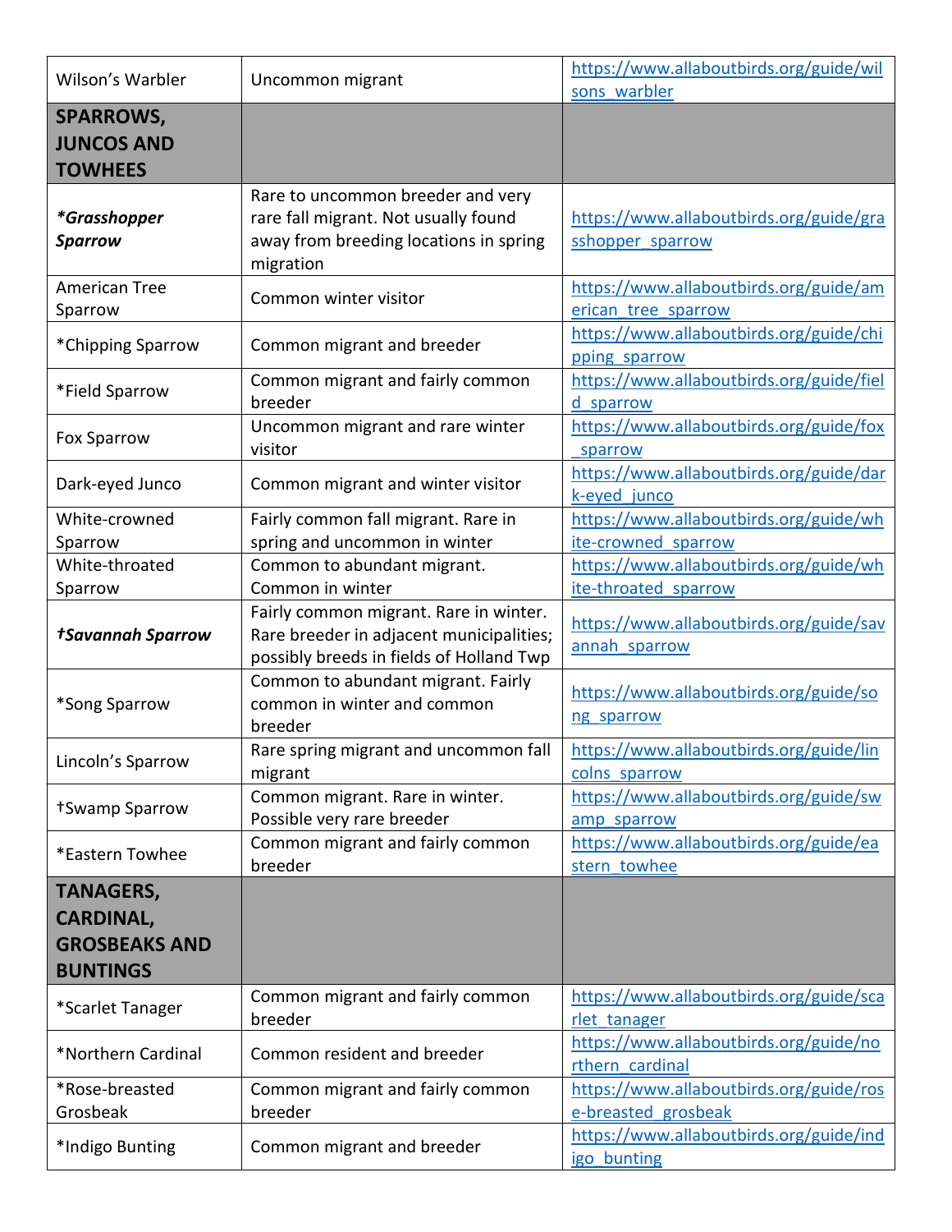| | | |
|---|---|---|
| Wilson's Warbler | Uncommon migrant | https://www.allaboutbirds.org/guide/wilsons_warbler |
| **SPARROWS, JUNCOS AND TOWHEES** | | |
| ***Grasshopper Sparrow** | Rare to uncommon breeder and very rare fall migrant. Not usually found away from breeding locations in spring migration | https://www.allaboutbirds.org/guide/grasshopper_sparrow |
| American Tree Sparrow | Common winter visitor | https://www.allaboutbirds.org/guide/american_tree_sparrow |
| *Chipping Sparrow | Common migrant and breeder | https://www.allaboutbirds.org/guide/chipping_sparrow |
| *Field Sparrow | Common migrant and fairly common breeder | https://www.allaboutbirds.org/guide/field_sparrow |
| Fox Sparrow | Uncommon migrant and rare winter visitor | https://www.allaboutbirds.org/guide/fox_sparrow |
| Dark-eyed Junco | Common migrant and winter visitor | https://www.allaboutbirds.org/guide/dark-eyed_junco |
| White-crowned Sparrow | Fairly common fall migrant. Rare in spring and uncommon in winter | https://www.allaboutbirds.org/guide/white-crowned_sparrow |
| White-throated Sparrow | Common to abundant migrant. Common in winter | https://www.allaboutbirds.org/guide/white-throated_sparrow |
| ***†Savannah Sparrow*** | Fairly common migrant. Rare in winter. Rare breeder in adjacent municipalities; possibly breeds in fields of Holland Twp | https://www.allaboutbirds.org/guide/savannah_sparrow |
| *Song Sparrow | Common to abundant migrant. Fairly common in winter and common breeder | https://www.allaboutbirds.org/guide/song_sparrow |
| Lincoln's Sparrow | Rare spring migrant and uncommon fall migrant | https://www.allaboutbirds.org/guide/lincolns_sparrow |
| †Swamp Sparrow | Common migrant. Rare in winter. Possible very rare breeder | https://www.allaboutbirds.org/guide/swamp_sparrow |
| *Eastern Towhee | Common migrant and fairly common breeder | https://www.allaboutbirds.org/guide/eastern_towhee |
| **TANAGERS, CARDINAL, GROSBEAKS AND BUNTINGS** | | |
| *Scarlet Tanager | Common migrant and fairly common breeder | https://www.allaboutbirds.org/guide/scarlet_tanager |
| *Northern Cardinal | Common resident and breeder | https://www.allaboutbirds.org/guide/northern_cardinal |
| *Rose-breasted Grosbeak | Common migrant and fairly common breeder | https://www.allaboutbirds.org/guide/rose-breasted_grosbeak |
| *Indigo Bunting | Common migrant and breeder | https://www.allaboutbirds.org/guide/indigo_bunting |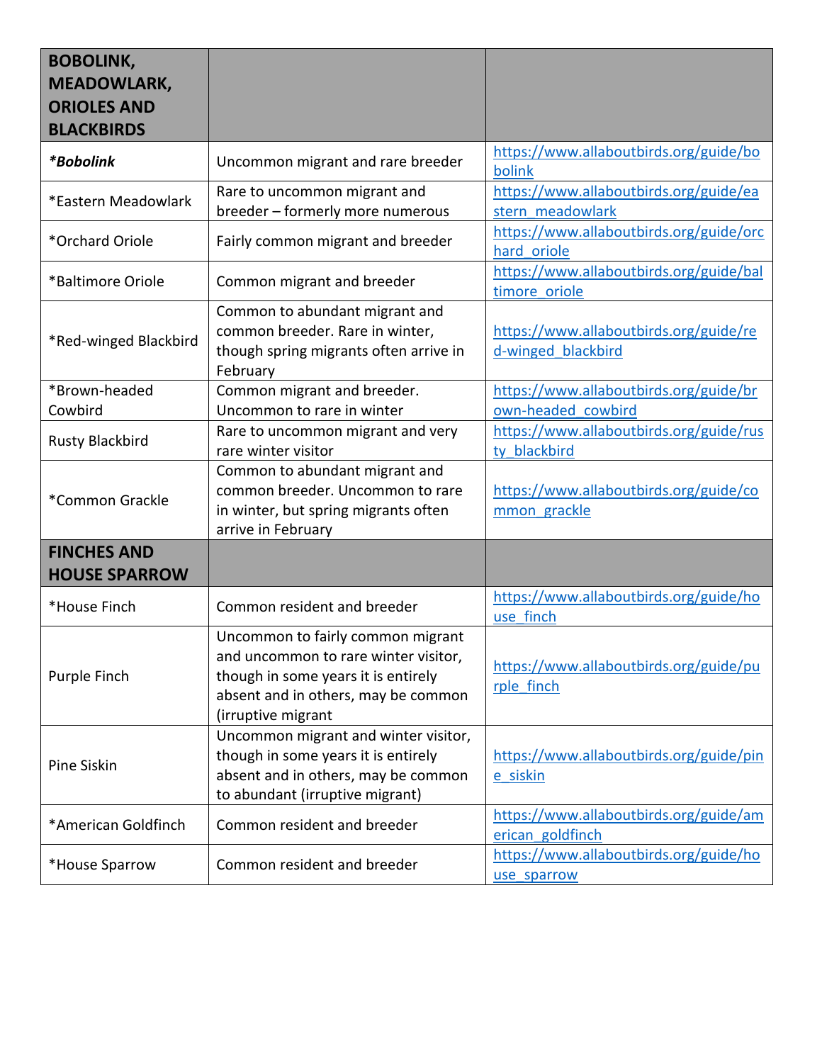| **BOBOLINK, MEADOWLARK, ORIOLES AND BLACKBIRDS** | | |
|---|---|---|
| ***Bobolink** | Uncommon migrant and rare breeder | https://www.allaboutbirds.org/guide/bobolink |
| *Eastern Meadowlark | Rare to uncommon migrant and breeder – formerly more numerous | https://www.allaboutbirds.org/guide/eastern_meadowlark |
| *Orchard Oriole | Fairly common migrant and breeder | https://www.allaboutbirds.org/guide/orchard_oriole |
| *Baltimore Oriole | Common migrant and breeder | https://www.allaboutbirds.org/guide/baltimore_oriole |
| *Red-winged Blackbird | Common to abundant migrant and common breeder. Rare in winter, though spring migrants often arrive in February | https://www.allaboutbirds.org/guide/red-winged_blackbird |
| *Brown-headed Cowbird | Common migrant and breeder. Uncommon to rare in winter | https://www.allaboutbirds.org/guide/brown-headed_cowbird |
| Rusty Blackbird | Rare to uncommon migrant and very rare winter visitor | https://www.allaboutbirds.org/guide/rusty_blackbird |
| *Common Grackle | Common to abundant migrant and common breeder. Uncommon to rare in winter, but spring migrants often arrive in February | https://www.allaboutbirds.org/guide/common_grackle |
| **FINCHES AND HOUSE SPARROW** | | |
| *House Finch | Common resident and breeder | https://www.allaboutbirds.org/guide/house_finch |
| Purple Finch | Uncommon to fairly common migrant and uncommon to rare winter visitor, though in some years it is entirely absent and in others, may be common (irruptive migrant | https://www.allaboutbirds.org/guide/purple_finch |
| Pine Siskin | Uncommon migrant and winter visitor, though in some years it is entirely absent and in others, may be common to abundant (irruptive migrant) | https://www.allaboutbirds.org/guide/pine_siskin |
| *American Goldfinch | Common resident and breeder | https://www.allaboutbirds.org/guide/american_goldfinch |
| *House Sparrow | Common resident and breeder | https://www.allaboutbirds.org/guide/house_sparrow |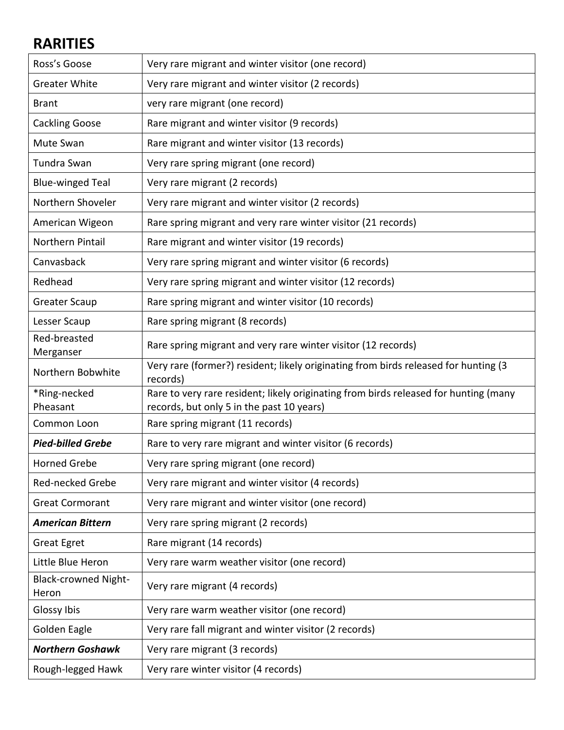## RARITIES

| | |
|---|---|
| Ross's Goose | Very rare migrant and winter visitor (one record) |
| Greater White | Very rare migrant and winter visitor (2 records) |
| Brant | very rare migrant (one record) |
| Cackling Goose | Rare migrant and winter visitor (9 records) |
| Mute Swan | Rare migrant and winter visitor (13 records) |
| Tundra Swan | Very rare spring migrant (one record) |
| Blue-winged Teal | Very rare migrant (2 records) |
| Northern Shoveler | Very rare migrant and winter visitor (2 records) |
| American Wigeon | Rare spring migrant and very rare winter visitor (21 records) |
| Northern Pintail | Rare migrant and winter visitor (19 records) |
| Canvasback | Very rare spring migrant and winter visitor (6 records) |
| Redhead | Very rare spring migrant and winter visitor (12 records) |
| Greater Scaup | Rare spring migrant and winter visitor (10 records) |
| Lesser Scaup | Rare spring migrant (8 records) |
| Red-breasted Merganser | Rare spring migrant and very rare winter visitor (12 records) |
| Northern Bobwhite | Very rare (former?) resident; likely originating from birds released for hunting (3 records) |
| *Ring-necked Pheasant | Rare to very rare resident; likely originating from birds released for hunting (many records, but only 5 in the past 10 years) |
| Common Loon | Rare spring migrant (11 records) |
| ***Pied-billed Grebe*** | Rare to very rare migrant and winter visitor (6 records) |
| Horned Grebe | Very rare spring migrant (one record) |
| Red-necked Grebe | Very rare migrant and winter visitor (4 records) |
| Great Cormorant | Very rare migrant and winter visitor (one record) |
| ***American Bittern*** | Very rare spring migrant (2 records) |
| Great Egret | Rare migrant (14 records) |
| Little Blue Heron | Very rare warm weather visitor (one record) |
| Black-crowned Night-Heron | Very rare migrant (4 records) |
| Glossy Ibis | Very rare warm weather visitor (one record) |
| Golden Eagle | Very rare fall migrant and winter visitor (2 records) |
| ***Northern Goshawk*** | Very rare migrant (3 records) |
| Rough-legged Hawk | Very rare winter visitor (4 records) |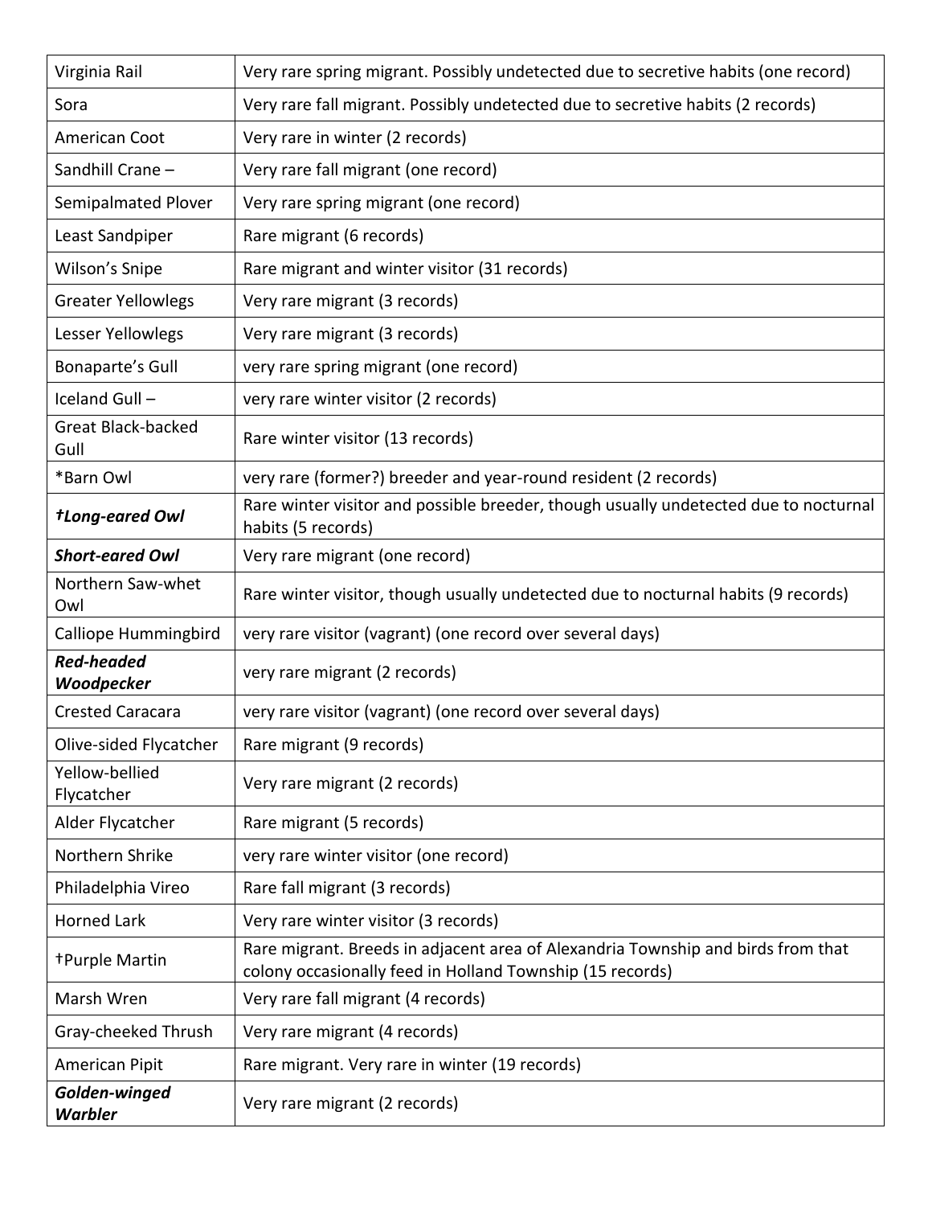| | |
|---|---|
| Virginia Rail | Very rare spring migrant. Possibly undetected due to secretive habits (one record) |
| Sora | Very rare fall migrant. Possibly undetected due to secretive habits (2 records) |
| American Coot | Very rare in winter (2 records) |
| Sandhill Crane – | Very rare fall migrant (one record) |
| Semipalmated Plover | Very rare spring migrant (one record) |
| Least Sandpiper | Rare migrant (6 records) |
| Wilson's Snipe | Rare migrant and winter visitor (31 records) |
| Greater Yellowlegs | Very rare migrant (3 records) |
| Lesser Yellowlegs | Very rare migrant (3 records) |
| Bonaparte's Gull | very rare spring migrant (one record) |
| Iceland Gull – | very rare winter visitor (2 records) |
| Great Black-backed Gull | Rare winter visitor (13 records) |
| *Barn Owl | very rare (former?) breeder and year-round resident (2 records) |
| ***†Long-eared Owl*** | Rare winter visitor and possible breeder, though usually undetected due to nocturnal habits (5 records) |
| ***Short-eared Owl*** | Very rare migrant (one record) |
| Northern Saw-whet Owl | Rare winter visitor, though usually undetected due to nocturnal habits (9 records) |
| Calliope Hummingbird | very rare visitor (vagrant) (one record over several days) |
| ***Red-headed Woodpecker*** | very rare migrant (2 records) |
| Crested Caracara | very rare visitor (vagrant) (one record over several days) |
| Olive-sided Flycatcher | Rare migrant (9 records) |
| Yellow-bellied Flycatcher | Very rare migrant (2 records) |
| Alder Flycatcher | Rare migrant (5 records) |
| Northern Shrike | very rare winter visitor (one record) |
| Philadelphia Vireo | Rare fall migrant (3 records) |
| Horned Lark | Very rare winter visitor (3 records) |
| †Purple Martin | Rare migrant. Breeds in adjacent area of Alexandria Township and birds from that colony occasionally feed in Holland Township (15 records) |
| Marsh Wren | Very rare fall migrant (4 records) |
| Gray-cheeked Thrush | Very rare migrant (4 records) |
| American Pipit | Rare migrant. Very rare in winter (19 records) |
| ***Golden-winged Warbler*** | Very rare migrant (2 records) |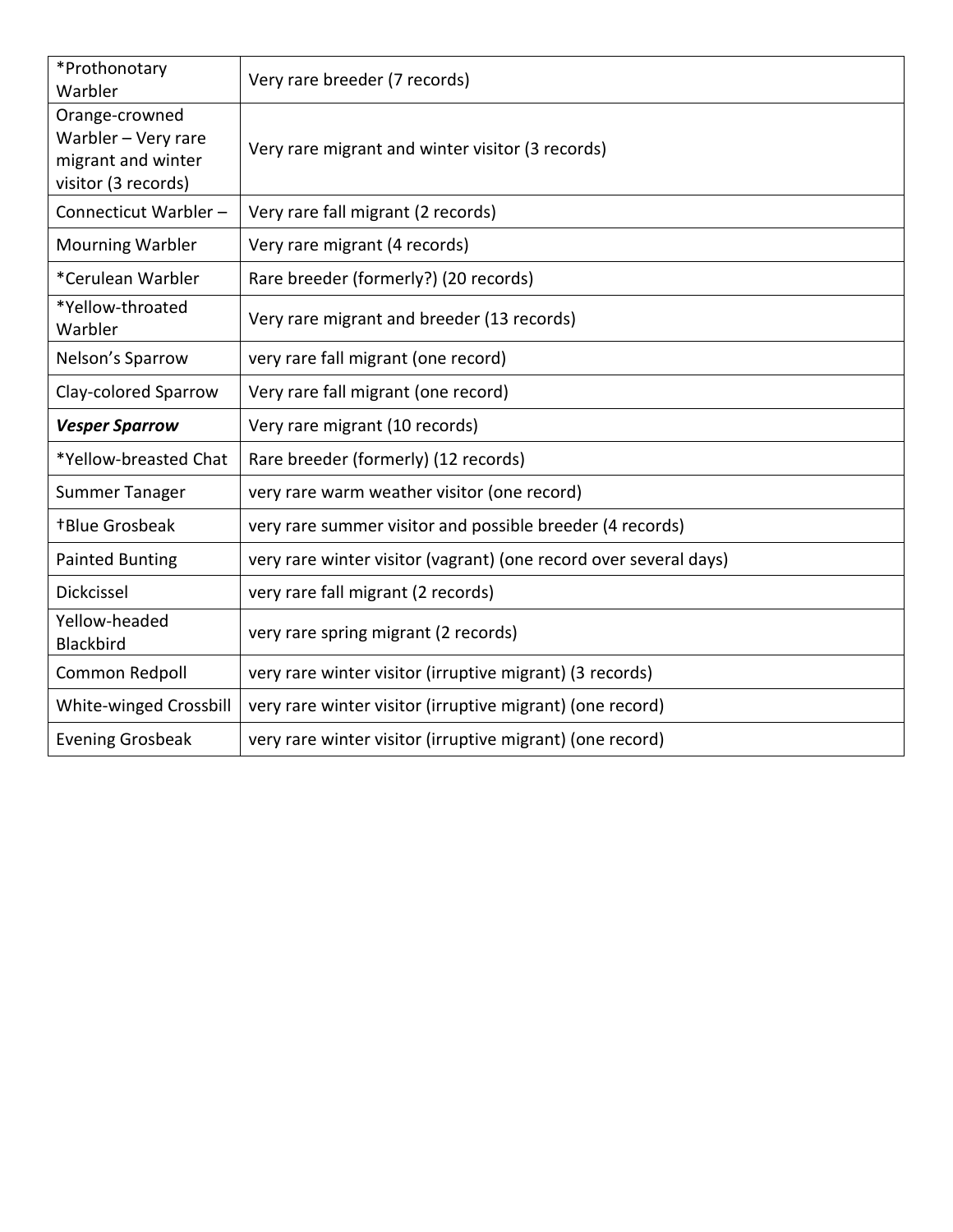| | |
|---|---|
| *Prothonotary Warbler | Very rare breeder (7 records) |
| Orange-crowned Warbler – Very rare migrant and winter visitor (3 records) | Very rare migrant and winter visitor (3 records) |
| Connecticut Warbler – | Very rare fall migrant (2 records) |
| Mourning Warbler | Very rare migrant (4 records) |
| *Cerulean Warbler | Rare breeder (formerly?) (20 records) |
| *Yellow-throated Warbler | Very rare migrant and breeder (13 records) |
| Nelson's Sparrow | very rare fall migrant (one record) |
| Clay-colored Sparrow | Very rare fall migrant (one record) |
| ***Vesper Sparrow*** | Very rare migrant (10 records) |
| *Yellow-breasted Chat | Rare breeder (formerly) (12 records) |
| Summer Tanager | very rare warm weather visitor (one record) |
| †Blue Grosbeak | very rare summer visitor and possible breeder (4 records) |
| Painted Bunting | very rare winter visitor (vagrant) (one record over several days) |
| Dickcissel | very rare fall migrant (2 records) |
| Yellow-headed Blackbird | very rare spring migrant (2 records) |
| Common Redpoll | very rare winter visitor (irruptive migrant) (3 records) |
| White-winged Crossbill | very rare winter visitor (irruptive migrant) (one record) |
| Evening Grosbeak | very rare winter visitor (irruptive migrant) (one record) |